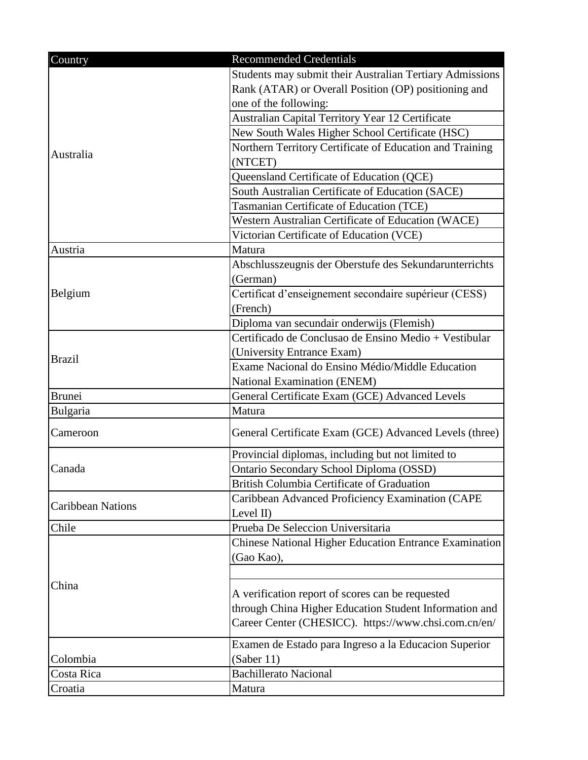| Country | Recommended Credentials |
|---|---|
| Australia | Students may submit their Australian Tertiary Admissions Rank (ATAR) or Overall Position (OP) positioning and one of the following: |
| | Australian Capital Territory Year 12 Certificate |
| | New South Wales Higher School Certificate (HSC) |
| | Northern Territory Certificate of Education and Training (NTCET) |
| | Queensland Certificate of Education (QCE) |
| | South Australian Certificate of Education (SACE) |
| | Tasmanian Certificate of Education (TCE) |
| | Western Australian Certificate of Education (WACE) |
| | Victorian Certificate of Education (VCE) |
| Austria | Matura |
| Belgium | Abschlusszeugnis der Oberstufe des Sekundarunterrichts (German) |
| | Certificat d’enseignement secondaire supérieur (CESS) (French) |
| | Diploma van secundair onderwijs (Flemish) |
| Brazil | Certificado de Conclusao de Ensino Medio + Vestibular (University Entrance Exam) |
| | Exame Nacional do Ensino Médio/Middle Education National Examination (ENEM) |
| Brunei | General Certificate Exam (GCE) Advanced Levels |
| Bulgaria | Matura |
| Cameroon | General Certificate Exam (GCE) Advanced Levels (three) |
| Canada | Provincial diplomas, including but not limited to |
| | Ontario Secondary School Diploma (OSSD) |
| | British Columbia Certificate of Graduation |
| Caribbean Nations | Caribbean Advanced Proficiency Examination (CAPE Level II) |
| Chile | Prueba De Seleccion Universitaria |
| China | Chinese National Higher Education Entrance Examination (Gao Kao), |
| | |
| | A verification report of scores can be requested through China Higher Education Student Information and Career Center (CHESICC). https://www.chsi.com.cn/en/ |
| Colombia | Examen de Estado para Ingreso a la Educacion Superior (Saber 11) |
| Costa Rica | Bachillerato Nacional |
| Croatia | Matura |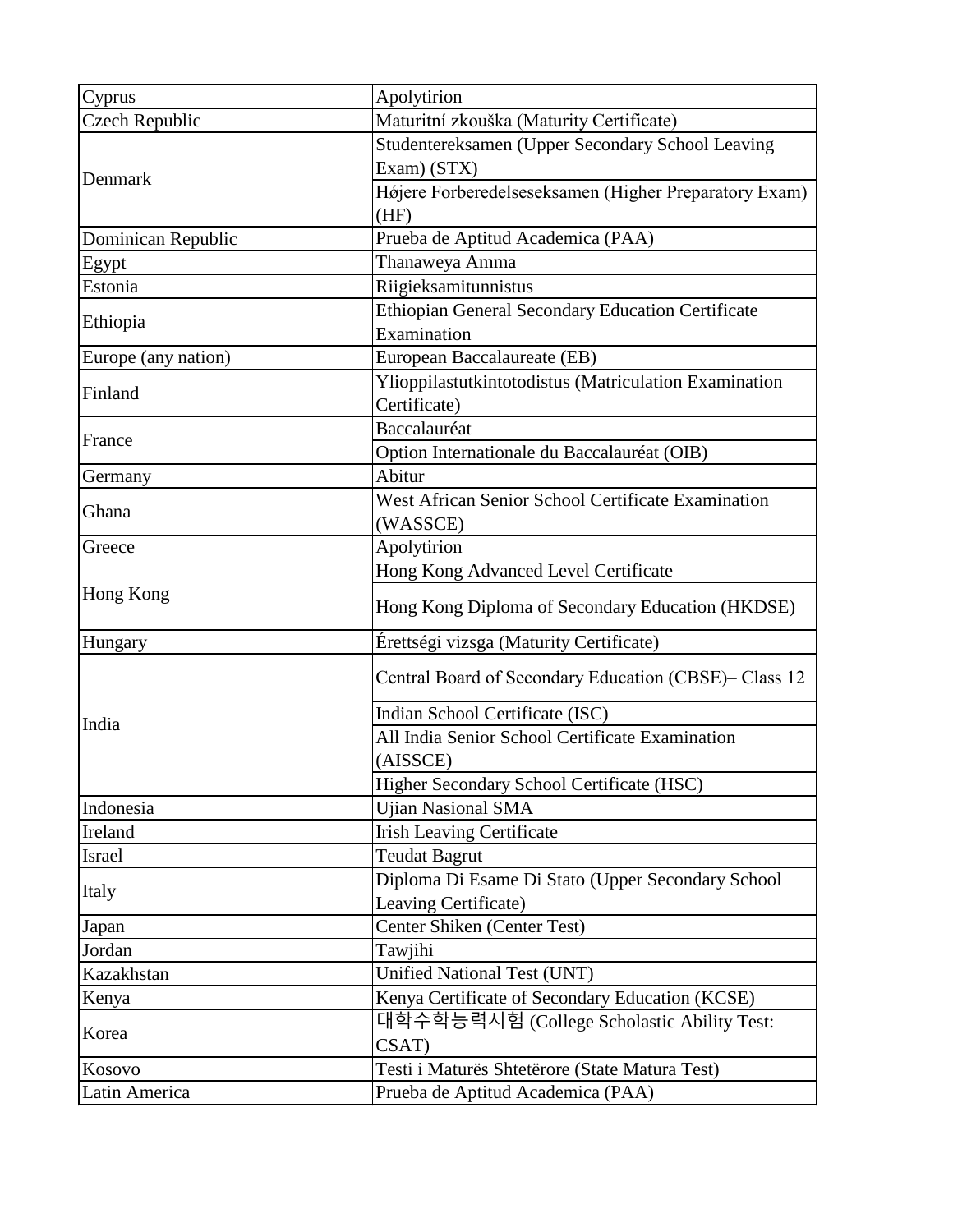| | |
|---|---|
| Cyprus | Apolytirion |
| Czech Republic | Maturitní zkouška (Maturity Certificate) |
| Denmark | Studentereksamen (Upper Secondary School Leaving Exam) (STX) |
| | Hǿjere Forberedelseseksamen (Higher Preparatory Exam) (HF) |
| Dominican Republic | Prueba de Aptitud Academica (PAA) |
| Egypt | Thanaweya Amma |
| Estonia | Riigieksamitunnistus |
| Ethiopia | Ethiopian General Secondary Education Certificate Examination |
| Europe (any nation) | European Baccalaureate (EB) |
| Finland | Ylioppilastutkintotodistus (Matriculation Examination Certificate) |
| France | Baccalauréat |
| | Option Internationale du Baccalauréat (OIB) |
| Germany | Abitur |
| Ghana | West African Senior School Certificate Examination (WASSCE) |
| Greece | Apolytirion |
| Hong Kong | Hong Kong Advanced Level Certificate |
| | Hong Kong Diploma of Secondary Education (HKDSE) |
| Hungary | Érettségi vizsga (Maturity Certificate) |
| India | Central Board of Secondary Education (CBSE)– Class 12 |
| | Indian School Certificate (ISC) |
| | All India Senior School Certificate Examination (AISSCE) |
| | Higher Secondary School Certificate (HSC) |
| Indonesia | Ujian Nasional SMA |
| Ireland | Irish Leaving Certificate |
| Israel | Teudat Bagrut |
| Italy | Diploma Di Esame Di Stato (Upper Secondary School Leaving Certificate) |
| Japan | Center Shiken (Center Test) |
| Jordan | Tawjihi |
| Kazakhstan | Unified National Test (UNT) |
| Kenya | Kenya Certificate of Secondary Education (KCSE) |
| Korea | 대학수학능력시험 (College Scholastic Ability Test: CSAT) |
| Kosovo | Testi i Maturës Shtetërore (State Matura Test) |
| Latin America | Prueba de Aptitud Academica (PAA) |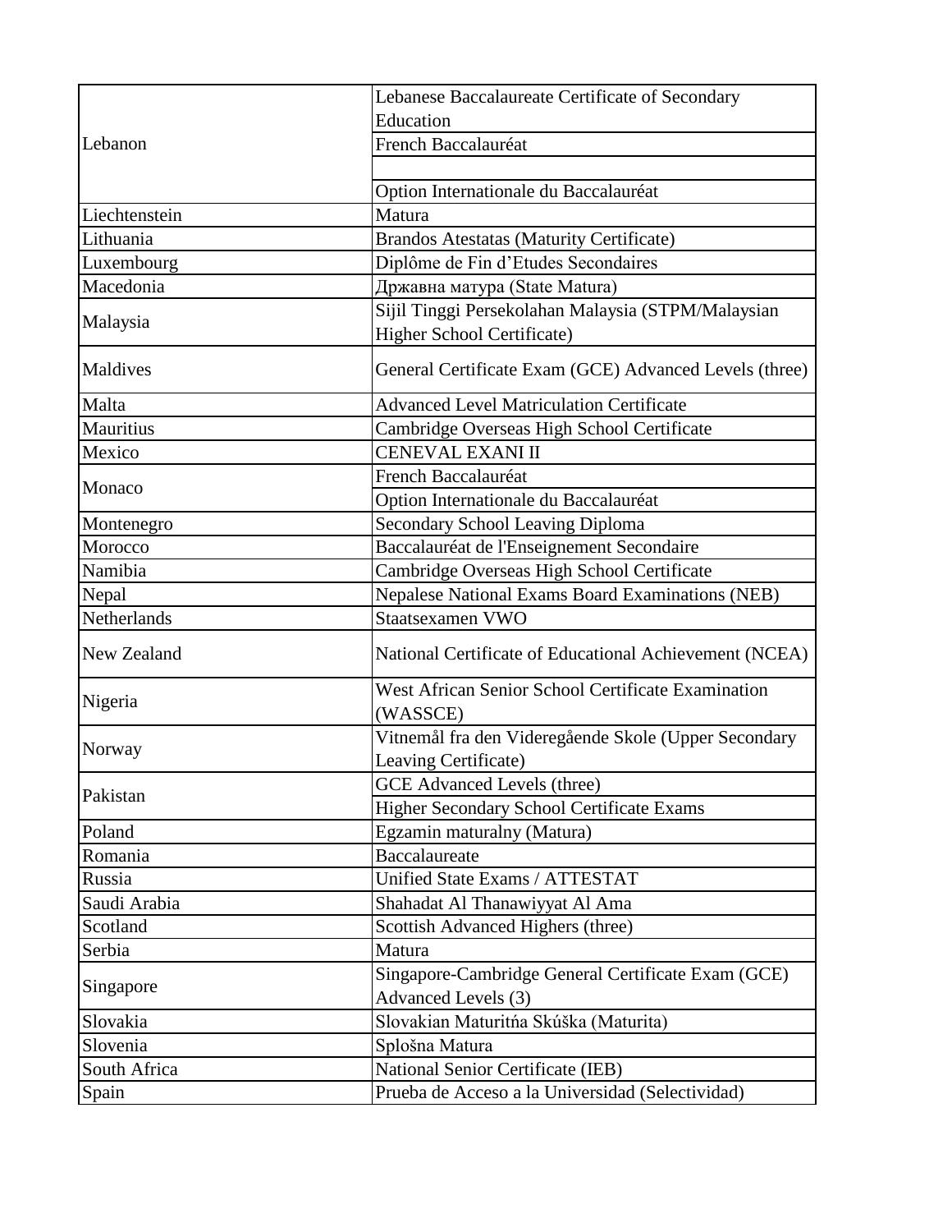| | |
|---|---|
| Lebanon | Lebanese Baccalaureate Certificate of Secondary Education |
| | French Baccalauréat |
| | |
| | Option Internationale du Baccalauréat |
| Liechtenstein | Matura |
| Lithuania | Brandos Atestatas (Maturity Certificate) |
| Luxembourg | Diplôme de Fin d'Etudes Secondaires |
| Macedonia | Државна матура (State Matura) |
| Malaysia | Sijil Tinggi Persekolahan Malaysia (STPM/Malaysian Higher School Certificate) |
| Maldives | General Certificate Exam (GCE) Advanced Levels (three) |
| Malta | Advanced Level Matriculation Certificate |
| Mauritius | Cambridge Overseas High School Certificate |
| Mexico | CENEVAL EXANI II |
| Monaco | French Baccalauréat |
| | Option Internationale du Baccalauréat |
| Montenegro | Secondary School Leaving Diploma |
| Morocco | Baccalauréat de l'Enseignement Secondaire |
| Namibia | Cambridge Overseas High School Certificate |
| Nepal | Nepalese National Exams Board Examinations (NEB) |
| Netherlands | Staatsexamen VWO |
| New Zealand | National Certificate of Educational Achievement (NCEA) |
| Nigeria | West African Senior School Certificate Examination (WASSCE) |
| Norway | Vitnemål fra den Videregående Skole (Upper Secondary Leaving Certificate) |
| Pakistan | GCE Advanced Levels (three) |
| | Higher Secondary School Certificate Exams |
| Poland | Egzamin maturalny (Matura) |
| Romania | Baccalaureate |
| Russia | Unified State Exams / ATTESTAT |
| Saudi Arabia | Shahadat Al Thanawiyyat Al Ama |
| Scotland | Scottish Advanced Highers (three) |
| Serbia | Matura |
| Singapore | Singapore-Cambridge General Certificate Exam (GCE) Advanced Levels (3) |
| Slovakia | Slovakian Maturitńa Skúška (Maturita) |
| Slovenia | Splošna Matura |
| South Africa | National Senior Certificate (IEB) |
| Spain | Prueba de Acceso a la Universidad (Selectividad) |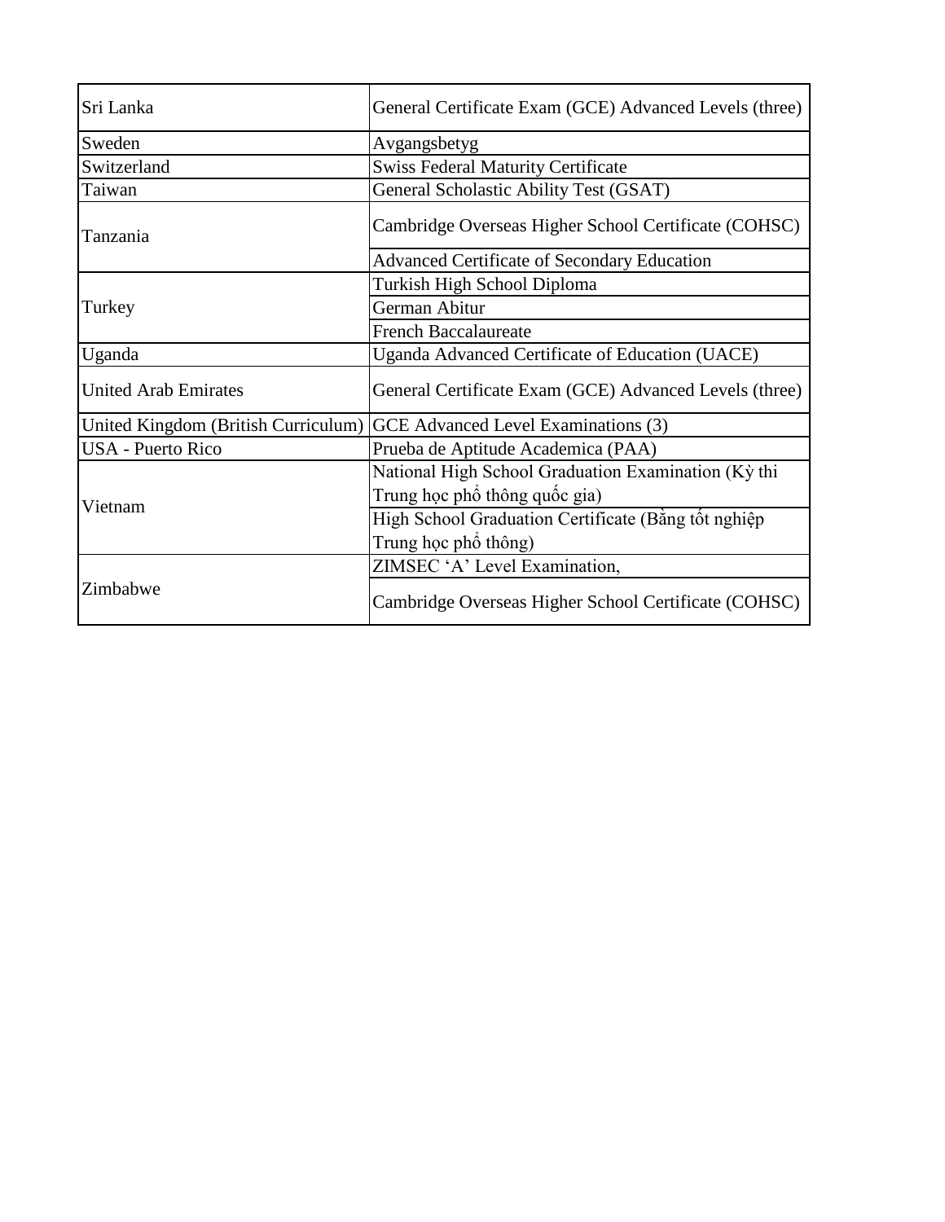| | |
|---|---|
| Sri Lanka | General Certificate Exam (GCE) Advanced Levels (three) |
| Sweden | Avgangsbetyg |
| Switzerland | Swiss Federal Maturity Certificate |
| Taiwan | General Scholastic Ability Test (GSAT) |
| Tanzania | Cambridge Overseas Higher School Certificate (COHSC) |
| | Advanced Certificate of Secondary Education |
| Turkey | Turkish High School Diploma |
| | German Abitur |
| | French Baccalaureate |
| Uganda | Uganda Advanced Certificate of Education (UACE) |
| United Arab Emirates | General Certificate Exam (GCE) Advanced Levels (three) |
| United Kingdom (British Curriculum) | GCE Advanced Level Examinations (3) |
| USA - Puerto Rico | Prueba de Aptitude Academica (PAA) |
| Vietnam | National High School Graduation Examination (Kỳ thi Trung học phổ thông quốc gia) |
| | High School Graduation Certificate (Bằng tốt nghiệp Trung học phổ thông) |
| Zimbabwe | ZIMSEC ‘A’ Level Examination, |
| | Cambridge Overseas Higher School Certificate (COHSC) |